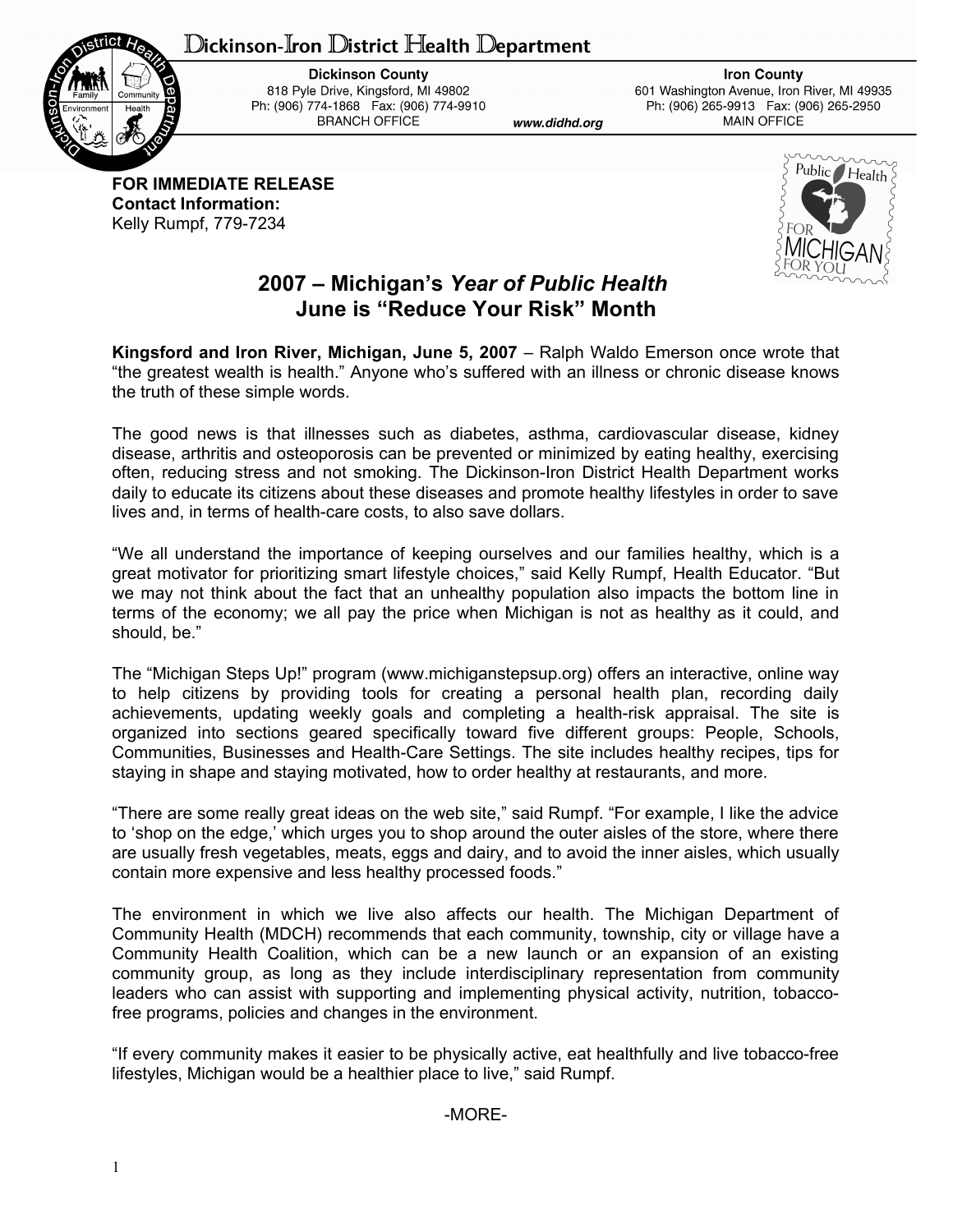# Dickinson-Iron District Health Department

**Dickinson County**
818 Pyle Drive, Kingsford, MI 49802
Ph: (906) 774-1868 Fax: (906) 774-9910
BRANCH OFFICE

**Iron County**
601 Washington Avenue, Iron River, MI 49935
Ph: (906) 265-9913 Fax: (906) 265-2950
MAIN OFFICE

*www.didhd.org*

**FOR IMMEDIATE RELEASE**
**Contact Information:**
Kelly Rumpf, 779-7234

## 2007 – Michigan's *Year of Public Health*
## June is "Reduce Your Risk" Month

**Kingsford and Iron River, Michigan, June 5, 2007** – Ralph Waldo Emerson once wrote that "the greatest wealth is health." Anyone who's suffered with an illness or chronic disease knows the truth of these simple words.

The good news is that illnesses such as diabetes, asthma, cardiovascular disease, kidney disease, arthritis and osteoporosis can be prevented or minimized by eating healthy, exercising often, reducing stress and not smoking. The Dickinson-Iron District Health Department works daily to educate its citizens about these diseases and promote healthy lifestyles in order to save lives and, in terms of health-care costs, to also save dollars.

"We all understand the importance of keeping ourselves and our families healthy, which is a great motivator for prioritizing smart lifestyle choices," said Kelly Rumpf, Health Educator. "But we may not think about the fact that an unhealthy population also impacts the bottom line in terms of the economy; we all pay the price when Michigan is not as healthy as it could, and should, be."

The "Michigan Steps Up!" program (www.michiganstepsup.org) offers an interactive, online way to help citizens by providing tools for creating a personal health plan, recording daily achievements, updating weekly goals and completing a health-risk appraisal. The site is organized into sections geared specifically toward five different groups: People, Schools, Communities, Businesses and Health-Care Settings. The site includes healthy recipes, tips for staying in shape and staying motivated, how to order healthy at restaurants, and more.

"There are some really great ideas on the web site," said Rumpf. "For example, I like the advice to 'shop on the edge,' which urges you to shop around the outer aisles of the store, where there are usually fresh vegetables, meats, eggs and dairy, and to avoid the inner aisles, which usually contain more expensive and less healthy processed foods."

The environment in which we live also affects our health. The Michigan Department of Community Health (MDCH) recommends that each community, township, city or village have a Community Health Coalition, which can be a new launch or an expansion of an existing community group, as long as they include interdisciplinary representation from community leaders who can assist with supporting and implementing physical activity, nutrition, tobacco-free programs, policies and changes in the environment.

"If every community makes it easier to be physically active, eat healthfully and live tobacco-free lifestyles, Michigan would be a healthier place to live," said Rumpf.

-MORE-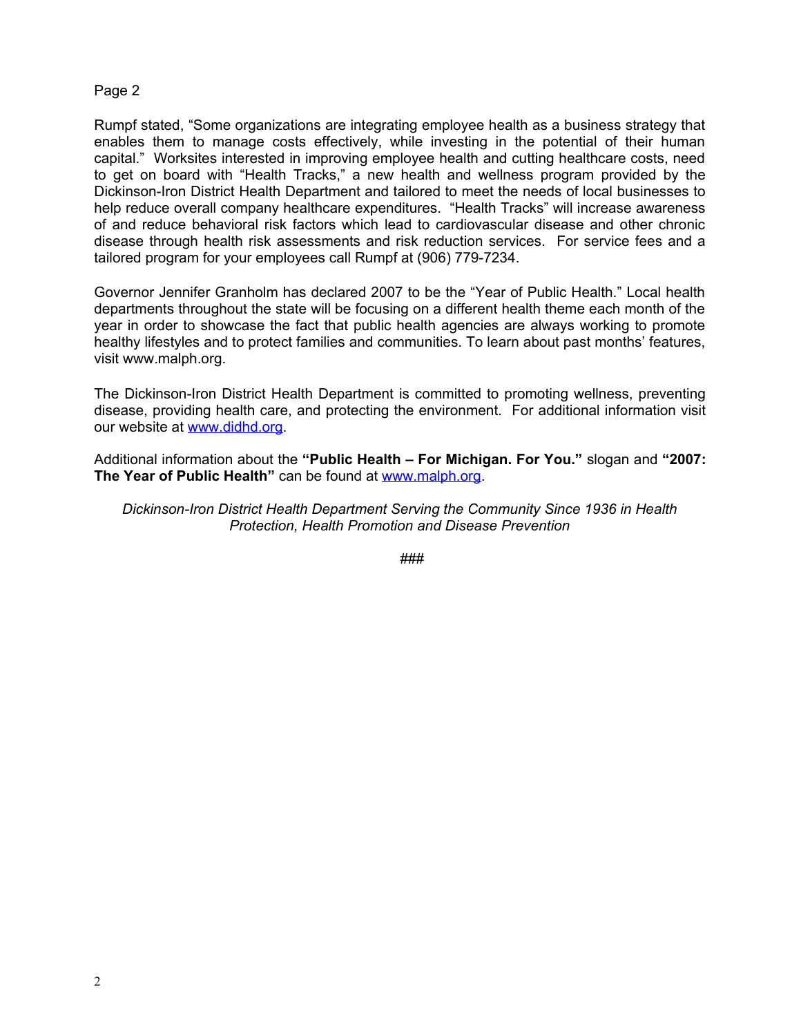Rumpf stated, “Some organizations are integrating employee health as a business strategy that enables them to manage costs effectively, while investing in the potential of their human capital.” Worksites interested in improving employee health and cutting healthcare costs, need to get on board with “Health Tracks,” a new health and wellness program provided by the Dickinson-Iron District Health Department and tailored to meet the needs of local businesses to help reduce overall company healthcare expenditures. “Health Tracks” will increase awareness of and reduce behavioral risk factors which lead to cardiovascular disease and other chronic disease through health risk assessments and risk reduction services. For service fees and a tailored program for your employees call Rumpf at (906) 779-7234.

Governor Jennifer Granholm has declared 2007 to be the “Year of Public Health.” Local health departments throughout the state will be focusing on a different health theme each month of the year in order to showcase the fact that public health agencies are always working to promote healthy lifestyles and to protect families and communities. To learn about past months’ features, visit www.malph.org.

The Dickinson-Iron District Health Department is committed to promoting wellness, preventing disease, providing health care, and protecting the environment. For additional information visit our website at www.didhd.org.

Additional information about the **“Public Health – For Michigan. For You.”** slogan and **“2007: The Year of Public Health”** can be found at www.malph.org.

*Dickinson-Iron District Health Department Serving the Community Since 1936 in Health Protection, Health Promotion and Disease Prevention*

###